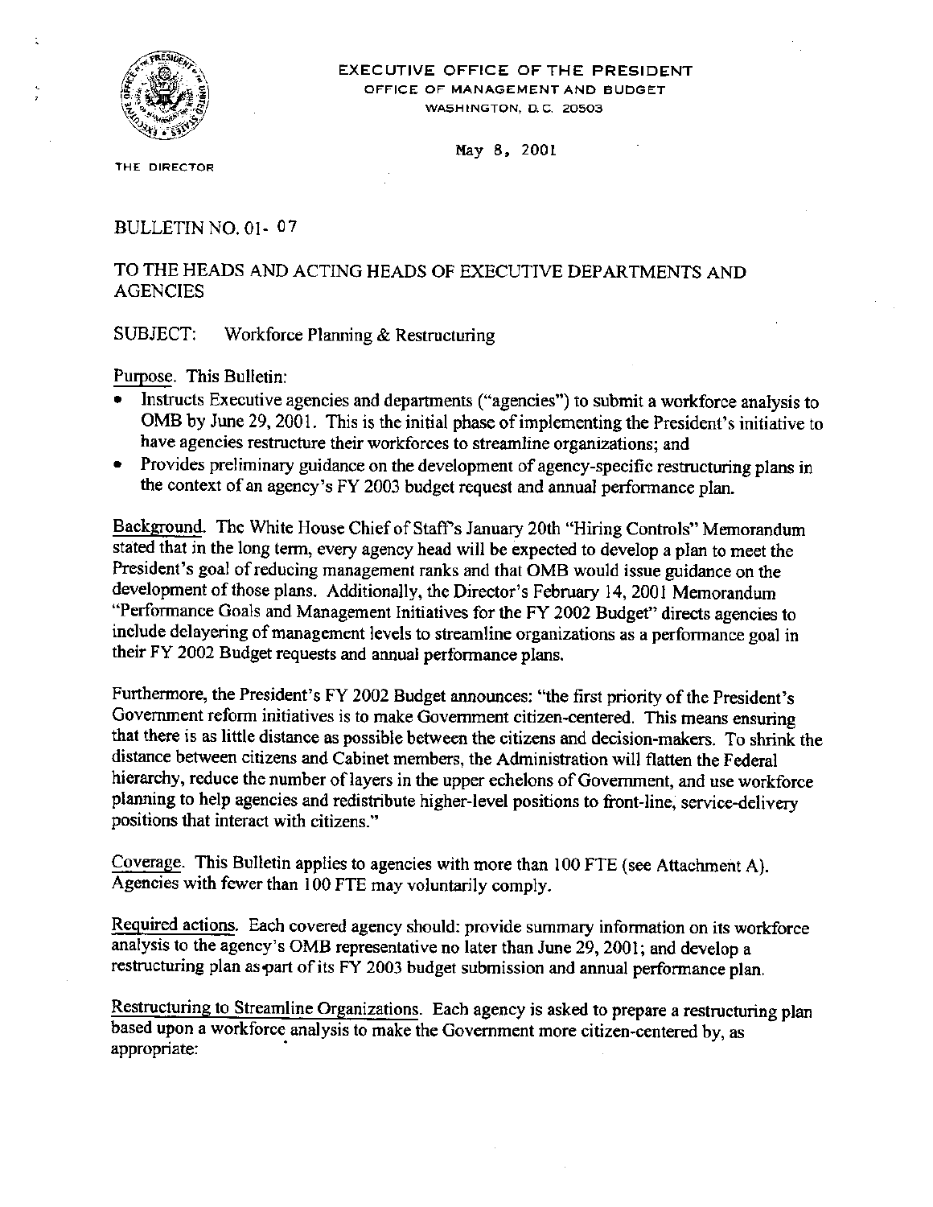EXECUTIVE OFFICE OF THE PRESIDENT
OFFICE OF MANAGEMENT AND BUDGET
WASHINGTON, D.C. 20503

THE DIRECTOR

May 8, 2001

BULLETIN NO. 01- 07

TO THE HEADS AND ACTING HEADS OF EXECUTIVE DEPARTMENTS AND AGENCIES

SUBJECT: Workforce Planning & Restructuring

Purpose. This Bulletin:

- Instructs Executive agencies and departments ("agencies") to submit a workforce analysis to OMB by June 29, 2001. This is the initial phase of implementing the President's initiative to have agencies restructure their workforces to streamline organizations; and
- Provides preliminary guidance on the development of agency-specific restructuring plans in the context of an agency's FY 2003 budget request and annual performance plan.

Background. The White House Chief of Staff's January 20th "Hiring Controls" Memorandum stated that in the long term, every agency head will be expected to develop a plan to meet the President's goal of reducing management ranks and that OMB would issue guidance on the development of those plans. Additionally, the Director's February 14, 2001 Memorandum "Performance Goals and Management Initiatives for the FY 2002 Budget" directs agencies to include delayering of management levels to streamline organizations as a performance goal in their FY 2002 Budget requests and annual performance plans.

Furthermore, the President's FY 2002 Budget announces: "the first priority of the President's Government reform initiatives is to make Government citizen-centered. This means ensuring that there is as little distance as possible between the citizens and decision-makers. To shrink the distance between citizens and Cabinet members, the Administration will flatten the Federal hierarchy, reduce the number of layers in the upper echelons of Government, and use workforce planning to help agencies and redistribute higher-level positions to front-line, service-delivery positions that interact with citizens."

Coverage. This Bulletin applies to agencies with more than 100 FTE (see Attachment A). Agencies with fewer than 100 FTE may voluntarily comply.

Required actions. Each covered agency should: provide summary information on its workforce analysis to the agency's OMB representative no later than June 29, 2001; and develop a restructuring plan as part of its FY 2003 budget submission and annual performance plan.

Restructuring to Streamline Organizations. Each agency is asked to prepare a restructuring plan based upon a workforce analysis to make the Government more citizen-centered by, as appropriate: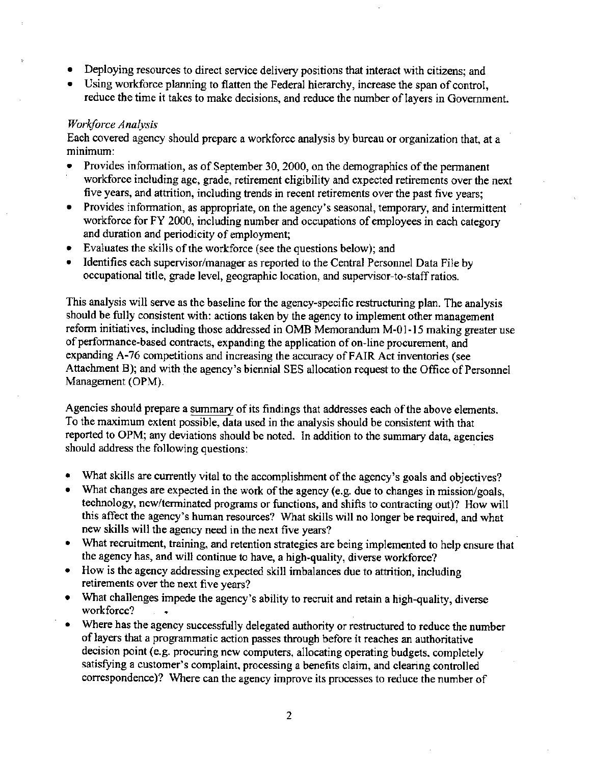- Deploying resources to direct service delivery positions that interact with citizens; and
- Using workforce planning to flatten the Federal hierarchy, increase the span of control, reduce the time it takes to make decisions, and reduce the number of layers in Government.

*Workforce Analysis*

Each covered agency should prepare a workforce analysis by bureau or organization that, at a minimum:

- Provides information, as of September 30, 2000, on the demographics of the permanent workforce including age, grade, retirement eligibility and expected retirements over the next five years, and attrition, including trends in recent retirements over the past five years;
- Provides information, as appropriate, on the agency's seasonal, temporary, and intermittent workforce for FY 2000, including number and occupations of employees in each category and duration and periodicity of employment;
- Evaluates the skills of the workforce (see the questions below); and
- Identifies each supervisor/manager as reported to the Central Personnel Data File by occupational title, grade level, geographic location, and supervisor-to-staff ratios.

This analysis will serve as the baseline for the agency-specific restructuring plan. The analysis should be fully consistent with: actions taken by the agency to implement other management reform initiatives, including those addressed in OMB Memorandum M-01-15 making greater use of performance-based contracts, expanding the application of on-line procurement, and expanding A-76 competitions and increasing the accuracy of FAIR Act inventories (see Attachment B); and with the agency's biennial SES allocation request to the Office of Personnel Management (OPM).

Agencies should prepare a <u>summary</u> of its findings that addresses each of the above elements. To the maximum extent possible, data used in the analysis should be consistent with that reported to OPM; any deviations should be noted. In addition to the summary data, agencies should address the following questions:

- What skills are currently vital to the accomplishment of the agency's goals and objectives?
- What changes are expected in the work of the agency (e.g. due to changes in mission/goals, technology, new/terminated programs or functions, and shifts to contracting out)? How will this affect the agency's human resources? What skills will no longer be required, and what new skills will the agency need in the next five years?
- What recruitment, training, and retention strategies are being implemented to help ensure that the agency has, and will continue to have, a high-quality, diverse workforce?
- How is the agency addressing expected skill imbalances due to attrition, including retirements over the next five years?
- What challenges impede the agency's ability to recruit and retain a high-quality, diverse workforce?
- Where has the agency successfully delegated authority or restructured to reduce the number of layers that a programmatic action passes through before it reaches an authoritative decision point (e.g. procuring new computers, allocating operating budgets, completely satisfying a customer's complaint, processing a benefits claim, and clearing controlled correspondence)? Where can the agency improve its processes to reduce the number of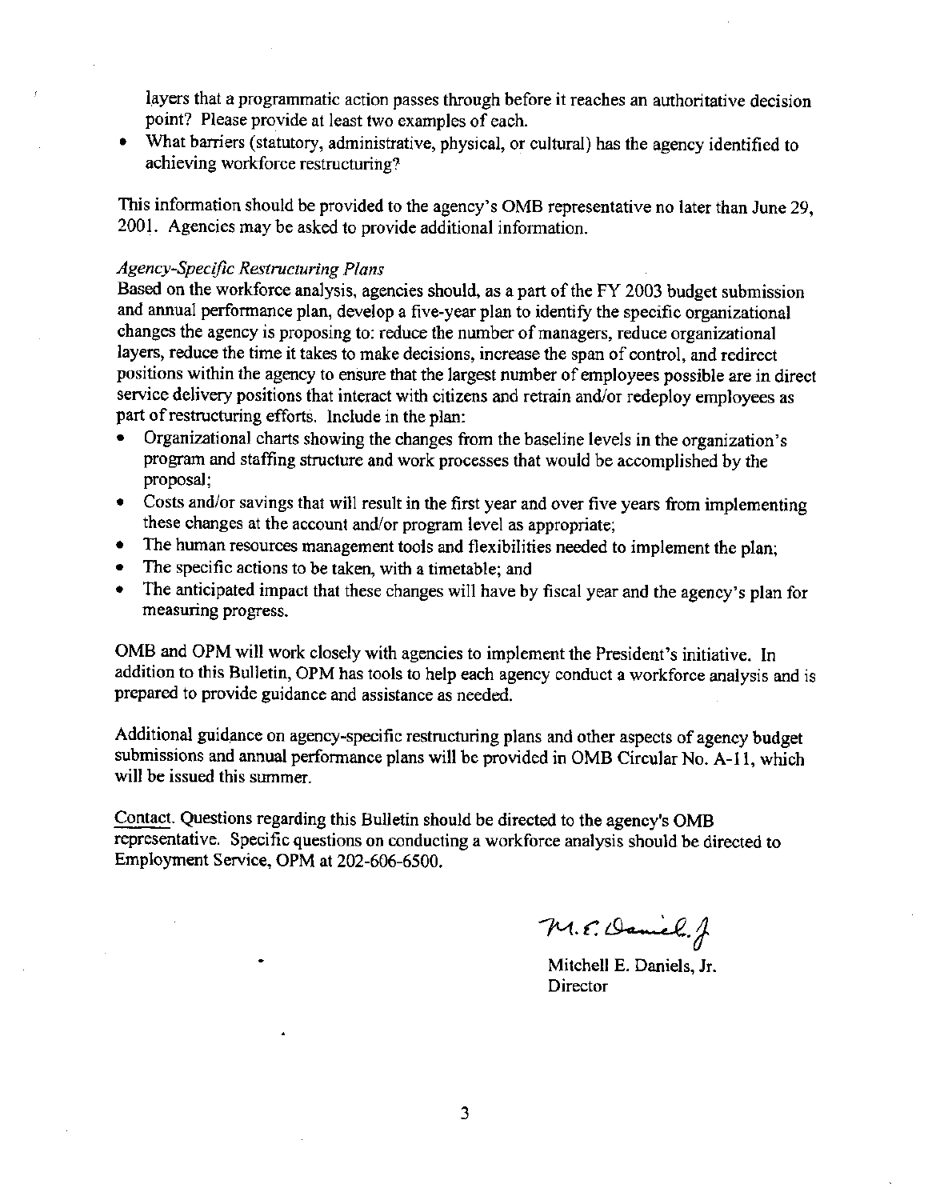layers that a programmatic action passes through before it reaches an authoritative decision point? Please provide at least two examples of each.

- What barriers (statutory, administrative, physical, or cultural) has the agency identified to achieving workforce restructuring?

This information should be provided to the agency's OMB representative no later than June 29, 2001. Agencies may be asked to provide additional information.

*Agency-Specific Restructuring Plans*

Based on the workforce analysis, agencies should, as a part of the FY 2003 budget submission and annual performance plan, develop a five-year plan to identify the specific organizational changes the agency is proposing to: reduce the number of managers, reduce organizational layers, reduce the time it takes to make decisions, increase the span of control, and redirect positions within the agency to ensure that the largest number of employees possible are in direct service delivery positions that interact with citizens and retrain and/or redeploy employees as part of restructuring efforts. Include in the plan:

- Organizational charts showing the changes from the baseline levels in the organization's program and staffing structure and work processes that would be accomplished by the proposal;
- Costs and/or savings that will result in the first year and over five years from implementing these changes at the account and/or program level as appropriate;
- The human resources management tools and flexibilities needed to implement the plan;
- The specific actions to be taken, with a timetable; and
- The anticipated impact that these changes will have by fiscal year and the agency's plan for measuring progress.

OMB and OPM will work closely with agencies to implement the President's initiative. In addition to this Bulletin, OPM has tools to help each agency conduct a workforce analysis and is prepared to provide guidance and assistance as needed.

Additional guidance on agency-specific restructuring plans and other aspects of agency budget submissions and annual performance plans will be provided in OMB Circular No. A-11, which will be issued this summer.

Contact. Questions regarding this Bulletin should be directed to the agency's OMB representative. Specific questions on conducting a workforce analysis should be directed to Employment Service, OPM at 202-606-6500.

M. E. Daniels, Jr.

Mitchell E. Daniels, Jr.
Director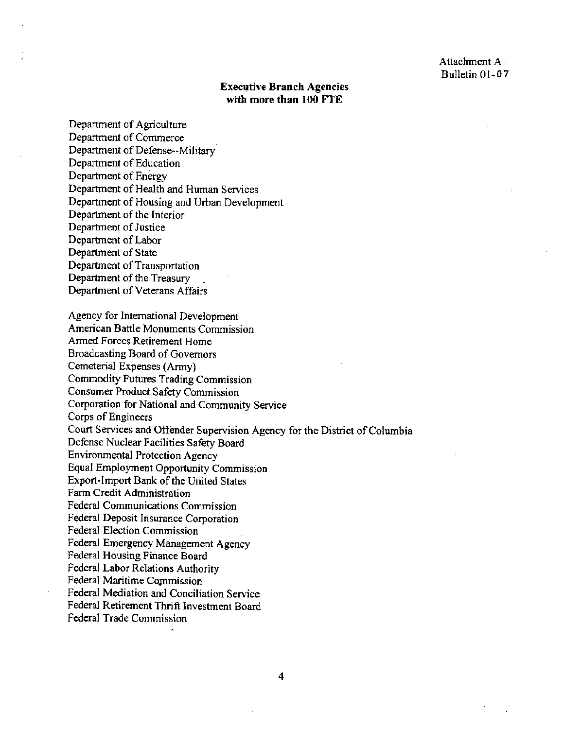Attachment A
Bulletin 01-07

## Executive Branch Agencies with more than 100 FTE

Department of Agriculture
Department of Commerce
Department of Defense--Military
Department of Education
Department of Energy
Department of Health and Human Services
Department of Housing and Urban Development
Department of the Interior
Department of Justice
Department of Labor
Department of State
Department of Transportation
Department of the Treasury
Department of Veterans Affairs

Agency for International Development
American Battle Monuments Commission
Armed Forces Retirement Home
Broadcasting Board of Governors
Cemeterial Expenses (Army)
Commodity Futures Trading Commission
Consumer Product Safety Commission
Corporation for National and Community Service
Corps of Engineers
Court Services and Offender Supervision Agency for the District of Columbia
Defense Nuclear Facilities Safety Board
Environmental Protection Agency
Equal Employment Opportunity Commission
Export-Import Bank of the United States
Farm Credit Administration
Federal Communications Commission
Federal Deposit Insurance Corporation
Federal Election Commission
Federal Emergency Management Agency
Federal Housing Finance Board
Federal Labor Relations Authority
Federal Maritime Commission
Federal Mediation and Conciliation Service
Federal Retirement Thrift Investment Board
Federal Trade Commission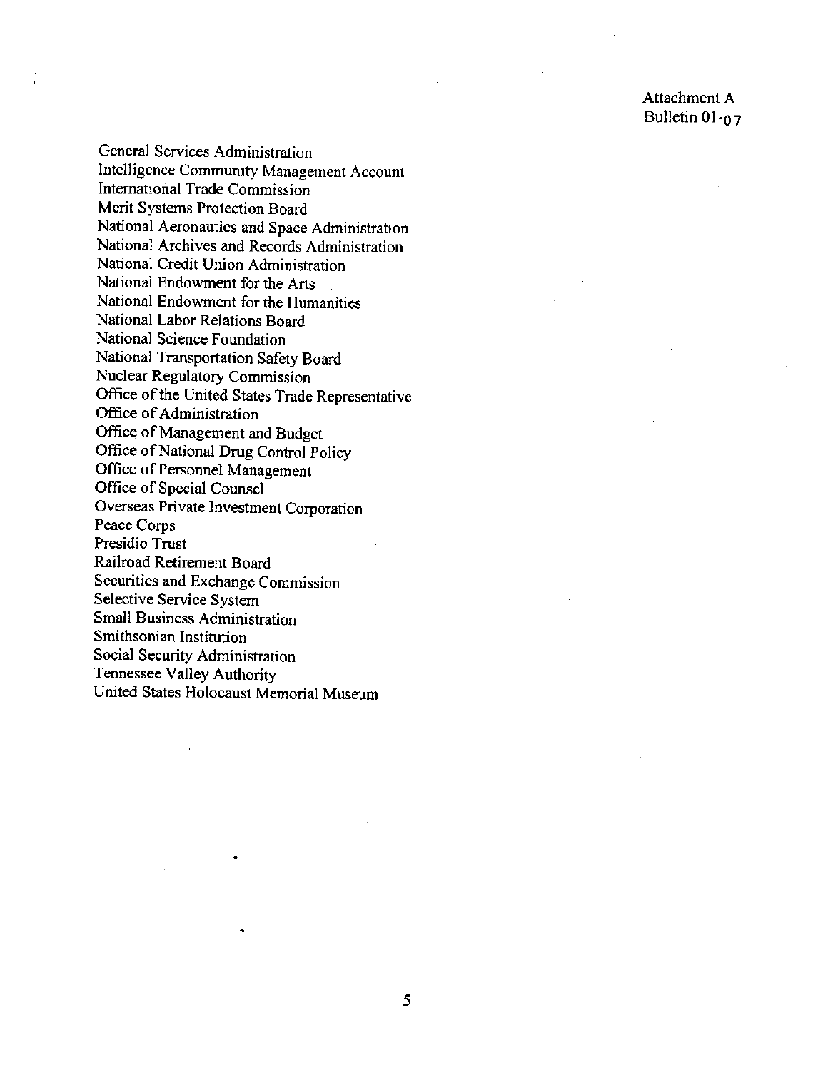Attachment A
Bulletin 01-07

General Services Administration
Intelligence Community Management Account
International Trade Commission
Merit Systems Protection Board
National Aeronautics and Space Administration
National Archives and Records Administration
National Credit Union Administration
National Endowment for the Arts
National Endowment for the Humanities
National Labor Relations Board
National Science Foundation
National Transportation Safety Board
Nuclear Regulatory Commission
Office of the United States Trade Representative
Office of Administration
Office of Management and Budget
Office of National Drug Control Policy
Office of Personnel Management
Office of Special Counsel
Overseas Private Investment Corporation
Peace Corps
Presidio Trust
Railroad Retirement Board
Securities and Exchange Commission
Selective Service System
Small Business Administration
Smithsonian Institution
Social Security Administration
Tennessee Valley Authority
United States Holocaust Memorial Museum